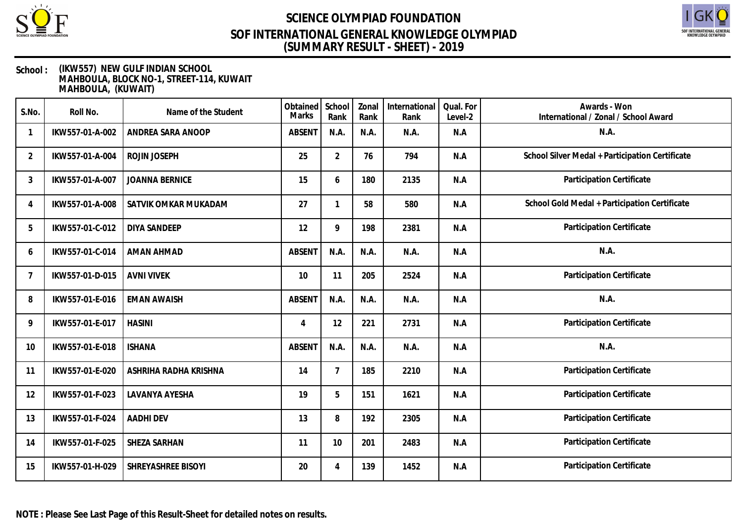# SCIENCE OLYMPIAD FOUNDATION
## SOF INTERNATIONAL GENERAL KNOWLEDGE OLYMPIAD
## (SUMMARY RESULT - SHEET) - 2019

**School :** (IKW557) NEW GULF INDIAN SCHOOL
MAHBOULA, BLOCK NO-1, STREET-114, KUWAIT
MAHBOULA, (KUWAIT)

| S.No. | Roll No. | Name of the Student | Obtained Marks | School Rank | Zonal Rank | International Rank | Qual. For Level-2 | Awards - Won International / Zonal / School Award |
|---|---|---|---|---|---|---|---|---|
| 1 | IKW557-01-A-002 | ANDREA SARA ANOOP | ABSENT | N.A. | N.A. | N.A. | N.A | N.A. |
| 2 | IKW557-01-A-004 | ROJIN JOSEPH | 25 | 2 | 76 | 794 | N.A | School Silver Medal + Participation Certificate |
| 3 | IKW557-01-A-007 | JOANNA BERNICE | 15 | 6 | 180 | 2135 | N.A | Participation Certificate |
| 4 | IKW557-01-A-008 | SATVIK OMKAR MUKADAM | 27 | 1 | 58 | 580 | N.A | School Gold Medal + Participation Certificate |
| 5 | IKW557-01-C-012 | DIYA SANDEEP | 12 | 9 | 198 | 2381 | N.A | Participation Certificate |
| 6 | IKW557-01-C-014 | AMAN AHMAD | ABSENT | N.A. | N.A. | N.A. | N.A | N.A. |
| 7 | IKW557-01-D-015 | AVNI VIVEK | 10 | 11 | 205 | 2524 | N.A | Participation Certificate |
| 8 | IKW557-01-E-016 | EMAN AWAISH | ABSENT | N.A. | N.A. | N.A. | N.A | N.A. |
| 9 | IKW557-01-E-017 | HASINI | 4 | 12 | 221 | 2731 | N.A | Participation Certificate |
| 10 | IKW557-01-E-018 | ISHANA | ABSENT | N.A. | N.A. | N.A. | N.A | N.A. |
| 11 | IKW557-01-E-020 | ASHRIHA RADHA KRISHNA | 14 | 7 | 185 | 2210 | N.A | Participation Certificate |
| 12 | IKW557-01-F-023 | LAVANYA AYESHA | 19 | 5 | 151 | 1621 | N.A | Participation Certificate |
| 13 | IKW557-01-F-024 | AADHI DEV | 13 | 8 | 192 | 2305 | N.A | Participation Certificate |
| 14 | IKW557-01-F-025 | SHEZA SARHAN | 11 | 10 | 201 | 2483 | N.A | Participation Certificate |
| 15 | IKW557-01-H-029 | SHREYASHREE BISOYI | 20 | 4 | 139 | 1452 | N.A | Participation Certificate |

**NOTE : Please See Last Page of this Result-Sheet for detailed notes on results.**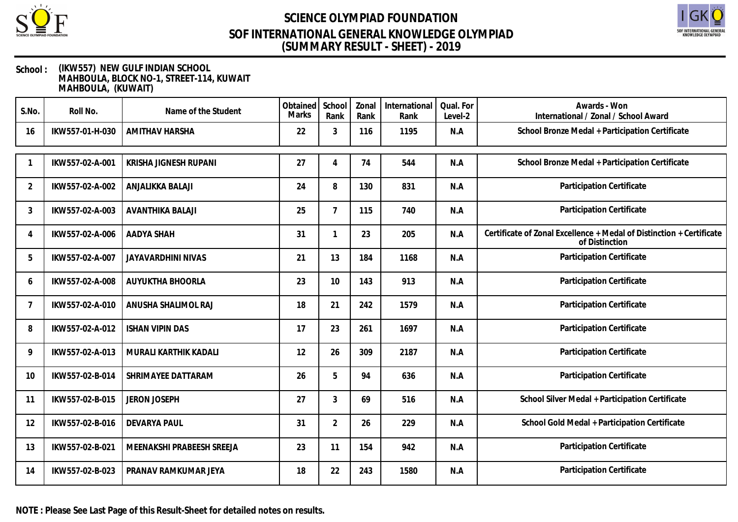# SCIENCE OLYMPIAD FOUNDATION
## SOF INTERNATIONAL GENERAL KNOWLEDGE OLYMPIAD
## (SUMMARY RESULT - SHEET) - 2019

**School :** (IKW557) NEW GULF INDIAN SCHOOL
MAHBOULA, BLOCK NO-1, STREET-114, KUWAIT
MAHBOULA, (KUWAIT)

| S.No. | Roll No. | Name of the Student | Obtained Marks | School Rank | Zonal Rank | International Rank | Qual. For Level-2 | Awards - Won International / Zonal / School Award |
|---|---|---|---|---|---|---|---|---|
| 16 | IKW557-01-H-030 | AMITHAV HARSHA | 22 | 3 | 116 | 1195 | N.A | School Bronze Medal + Participation Certificate |

| S.No. | Roll No. | Name of the Student | Obtained Marks | School Rank | Zonal Rank | International Rank | Qual. For Level-2 | Awards - Won International / Zonal / School Award |
|---|---|---|---|---|---|---|---|---|
| 1 | IKW557-02-A-001 | KRISHA JIGNESH RUPANI | 27 | 4 | 74 | 544 | N.A | School Bronze Medal + Participation Certificate |
| 2 | IKW557-02-A-002 | ANJALIKKA BALAJI | 24 | 8 | 130 | 831 | N.A | Participation Certificate |
| 3 | IKW557-02-A-003 | AVANTHIKA BALAJI | 25 | 7 | 115 | 740 | N.A | Participation Certificate |
| 4 | IKW557-02-A-006 | AADYA SHAH | 31 | 1 | 23 | 205 | N.A | Certificate of Zonal Excellence + Medal of Distinction + Certificate of Distinction |
| 5 | IKW557-02-A-007 | JAYAVARDHINI NIVAS | 21 | 13 | 184 | 1168 | N.A | Participation Certificate |
| 6 | IKW557-02-A-008 | AUYUKTHA BHOORLA | 23 | 10 | 143 | 913 | N.A | Participation Certificate |
| 7 | IKW557-02-A-010 | ANUSHA SHALIMOL RAJ | 18 | 21 | 242 | 1579 | N.A | Participation Certificate |
| 8 | IKW557-02-A-012 | ISHAN VIPIN DAS | 17 | 23 | 261 | 1697 | N.A | Participation Certificate |
| 9 | IKW557-02-A-013 | MURALI KARTHIK KADALI | 12 | 26 | 309 | 2187 | N.A | Participation Certificate |
| 10 | IKW557-02-B-014 | SHRIMAYEE DATTARAM | 26 | 5 | 94 | 636 | N.A | Participation Certificate |
| 11 | IKW557-02-B-015 | JERON JOSEPH | 27 | 3 | 69 | 516 | N.A | School Silver Medal + Participation Certificate |
| 12 | IKW557-02-B-016 | DEVARYA PAUL | 31 | 2 | 26 | 229 | N.A | School Gold Medal + Participation Certificate |
| 13 | IKW557-02-B-021 | MEENAKSHI PRABEESH SREEJA | 23 | 11 | 154 | 942 | N.A | Participation Certificate |
| 14 | IKW557-02-B-023 | PRANAV RAMKUMAR JEYA | 18 | 22 | 243 | 1580 | N.A | Participation Certificate |

**NOTE : Please See Last Page of this Result-Sheet for detailed notes on results.**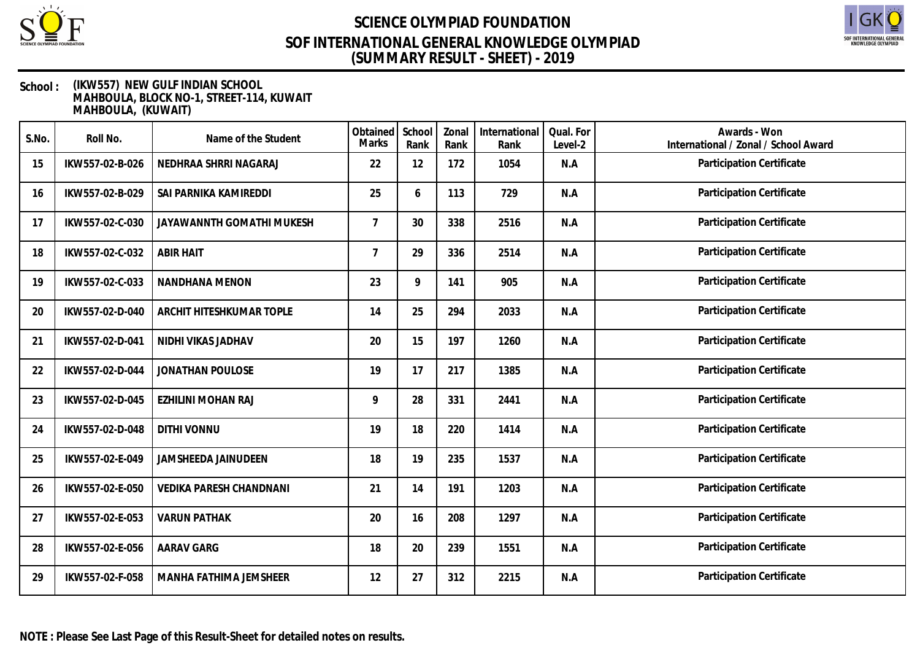# SCIENCE OLYMPIAD FOUNDATION
## SOF INTERNATIONAL GENERAL KNOWLEDGE OLYMPIAD
## (SUMMARY RESULT - SHEET) - 2019

**School :** (IKW557) NEW GULF INDIAN SCHOOL
MAHBOULA, BLOCK NO-1, STREET-114, KUWAIT
MAHBOULA, (KUWAIT)

| S.No. | Roll No. | Name of the Student | Obtained Marks | School Rank | Zonal Rank | International Rank | Qual. For Level-2 | Awards - Won International / Zonal / School Award |
|---|---|---|---|---|---|---|---|---|
| 15 | IKW557-02-B-026 | NEDHRAA SHRRI NAGARAJ | 22 | 12 | 172 | 1054 | N.A | Participation Certificate |
| 16 | IKW557-02-B-029 | SAI PARNIKA KAMIREDDI | 25 | 6 | 113 | 729 | N.A | Participation Certificate |
| 17 | IKW557-02-C-030 | JAYAWANNTH GOMATHI MUKESH | 7 | 30 | 338 | 2516 | N.A | Participation Certificate |
| 18 | IKW557-02-C-032 | ABIR HAIT | 7 | 29 | 336 | 2514 | N.A | Participation Certificate |
| 19 | IKW557-02-C-033 | NANDHANA MENON | 23 | 9 | 141 | 905 | N.A | Participation Certificate |
| 20 | IKW557-02-D-040 | ARCHIT HITESHKUMAR TOPLE | 14 | 25 | 294 | 2033 | N.A | Participation Certificate |
| 21 | IKW557-02-D-041 | NIDHI VIKAS JADHAV | 20 | 15 | 197 | 1260 | N.A | Participation Certificate |
| 22 | IKW557-02-D-044 | JONATHAN POULOSE | 19 | 17 | 217 | 1385 | N.A | Participation Certificate |
| 23 | IKW557-02-D-045 | EZHILINI MOHAN RAJ | 9 | 28 | 331 | 2441 | N.A | Participation Certificate |
| 24 | IKW557-02-D-048 | DITHI VONNU | 19 | 18 | 220 | 1414 | N.A | Participation Certificate |
| 25 | IKW557-02-E-049 | JAMSHEEDA JAINUDEEN | 18 | 19 | 235 | 1537 | N.A | Participation Certificate |
| 26 | IKW557-02-E-050 | VEDIKA PARESH CHANDNANI | 21 | 14 | 191 | 1203 | N.A | Participation Certificate |
| 27 | IKW557-02-E-053 | VARUN PATHAK | 20 | 16 | 208 | 1297 | N.A | Participation Certificate |
| 28 | IKW557-02-E-056 | AARAV GARG | 18 | 20 | 239 | 1551 | N.A | Participation Certificate |
| 29 | IKW557-02-F-058 | MANHA FATHIMA JEMSHEER | 12 | 27 | 312 | 2215 | N.A | Participation Certificate |

**NOTE : Please See Last Page of this Result-Sheet for detailed notes on results.**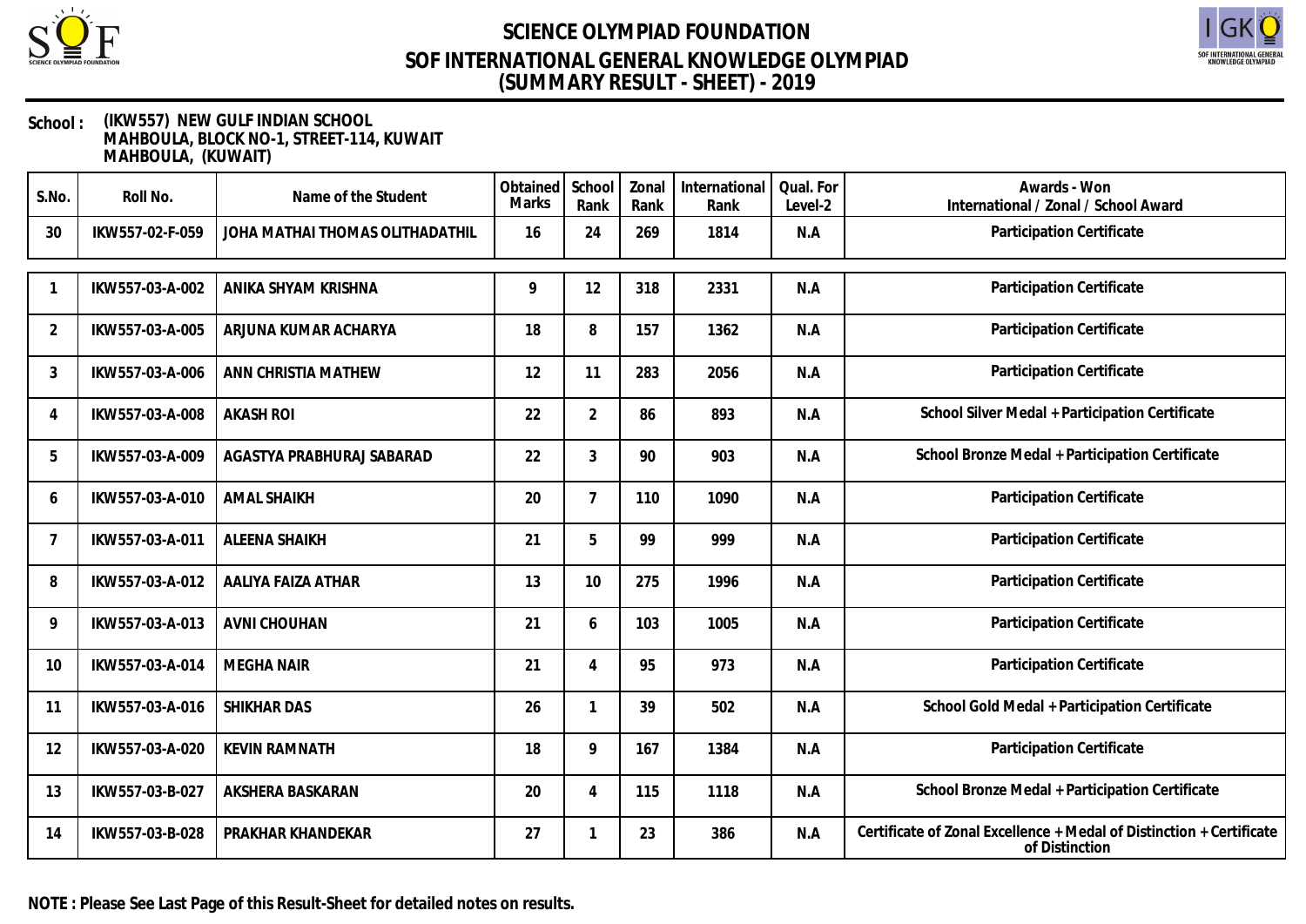# SCIENCE OLYMPIAD FOUNDATION
## SOF INTERNATIONAL GENERAL KNOWLEDGE OLYMPIAD
## (SUMMARY RESULT - SHEET) - 2019

**School :** (IKW557) NEW GULF INDIAN SCHOOL
MAHBOULA, BLOCK NO-1, STREET-114, KUWAIT
MAHBOULA, (KUWAIT)

| S.No. | Roll No. | Name of the Student | Obtained Marks | School Rank | Zonal Rank | International Rank | Qual. For Level-2 | Awards - Won International / Zonal / School Award |
|---|---|---|---|---|---|---|---|---|
| 30 | IKW557-02-F-059 | JOHA MATHAI THOMAS OLITHADATHIL | 16 | 24 | 269 | 1814 | N.A | Participation Certificate |
| 1 | IKW557-03-A-002 | ANIKA SHYAM KRISHNA | 9 | 12 | 318 | 2331 | N.A | Participation Certificate |
| 2 | IKW557-03-A-005 | ARJUNA KUMAR ACHARYA | 18 | 8 | 157 | 1362 | N.A | Participation Certificate |
| 3 | IKW557-03-A-006 | ANN CHRISTIA MATHEW | 12 | 11 | 283 | 2056 | N.A | Participation Certificate |
| 4 | IKW557-03-A-008 | AKASH ROI | 22 | 2 | 86 | 893 | N.A | School Silver Medal + Participation Certificate |
| 5 | IKW557-03-A-009 | AGASTYA PRABHURAJ SABARAD | 22 | 3 | 90 | 903 | N.A | School Bronze Medal + Participation Certificate |
| 6 | IKW557-03-A-010 | AMAL SHAIKH | 20 | 7 | 110 | 1090 | N.A | Participation Certificate |
| 7 | IKW557-03-A-011 | ALEENA SHAIKH | 21 | 5 | 99 | 999 | N.A | Participation Certificate |
| 8 | IKW557-03-A-012 | AALIYA FAIZA ATHAR | 13 | 10 | 275 | 1996 | N.A | Participation Certificate |
| 9 | IKW557-03-A-013 | AVNI CHOUHAN | 21 | 6 | 103 | 1005 | N.A | Participation Certificate |
| 10 | IKW557-03-A-014 | MEGHA NAIR | 21 | 4 | 95 | 973 | N.A | Participation Certificate |
| 11 | IKW557-03-A-016 | SHIKHAR DAS | 26 | 1 | 39 | 502 | N.A | School Gold Medal + Participation Certificate |
| 12 | IKW557-03-A-020 | KEVIN RAMNATH | 18 | 9 | 167 | 1384 | N.A | Participation Certificate |
| 13 | IKW557-03-B-027 | AKSHERA BASKARAN | 20 | 4 | 115 | 1118 | N.A | School Bronze Medal + Participation Certificate |
| 14 | IKW557-03-B-028 | PRAKHAR KHANDEKAR | 27 | 1 | 23 | 386 | N.A | Certificate of Zonal Excellence + Medal of Distinction + Certificate of Distinction |

**NOTE : Please See Last Page of this Result-Sheet for detailed notes on results.**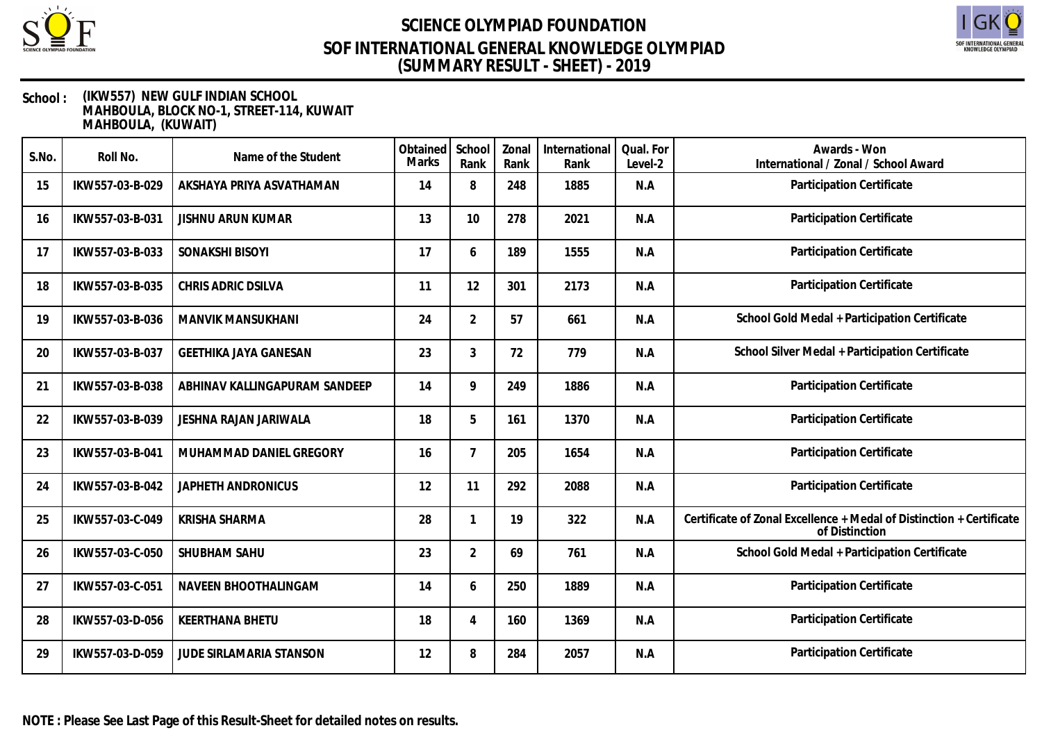# SCIENCE OLYMPIAD FOUNDATION

## SOF INTERNATIONAL GENERAL KNOWLEDGE OLYMPIAD

## (SUMMARY RESULT - SHEET) - 2019

**School :** (IKW557) NEW GULF INDIAN SCHOOL
MAHBOULA, BLOCK NO-1, STREET-114, KUWAIT
MAHBOULA, (KUWAIT)

| S.No. | Roll No. | Name of the Student | Obtained Marks | School Rank | Zonal Rank | International Rank | Qual. For Level-2 | Awards - Won International / Zonal / School Award |
|---|---|---|---|---|---|---|---|---|
| 15 | IKW557-03-B-029 | AKSHAYA PRIYA ASVATHAMAN | 14 | 8 | 248 | 1885 | N.A | Participation Certificate |
| 16 | IKW557-03-B-031 | JISHNU ARUN KUMAR | 13 | 10 | 278 | 2021 | N.A | Participation Certificate |
| 17 | IKW557-03-B-033 | SONAKSHI BISOYI | 17 | 6 | 189 | 1555 | N.A | Participation Certificate |
| 18 | IKW557-03-B-035 | CHRIS ADRIC DSILVA | 11 | 12 | 301 | 2173 | N.A | Participation Certificate |
| 19 | IKW557-03-B-036 | MANVIK MANSUKHANI | 24 | 2 | 57 | 661 | N.A | School Gold Medal + Participation Certificate |
| 20 | IKW557-03-B-037 | GEETHIKA JAYA GANESAN | 23 | 3 | 72 | 779 | N.A | School Silver Medal + Participation Certificate |
| 21 | IKW557-03-B-038 | ABHINAV KALLINGAPURAM SANDEEP | 14 | 9 | 249 | 1886 | N.A | Participation Certificate |
| 22 | IKW557-03-B-039 | JESHNA RAJAN JARIWALA | 18 | 5 | 161 | 1370 | N.A | Participation Certificate |
| 23 | IKW557-03-B-041 | MUHAMMAD DANIEL GREGORY | 16 | 7 | 205 | 1654 | N.A | Participation Certificate |
| 24 | IKW557-03-B-042 | JAPHETH ANDRONICUS | 12 | 11 | 292 | 2088 | N.A | Participation Certificate |
| 25 | IKW557-03-C-049 | KRISHA SHARMA | 28 | 1 | 19 | 322 | N.A | Certificate of Zonal Excellence + Medal of Distinction + Certificate of Distinction |
| 26 | IKW557-03-C-050 | SHUBHAM SAHU | 23 | 2 | 69 | 761 | N.A | School Gold Medal + Participation Certificate |
| 27 | IKW557-03-C-051 | NAVEEN BHOOTHALINGAM | 14 | 6 | 250 | 1889 | N.A | Participation Certificate |
| 28 | IKW557-03-D-056 | KEERTHANA BHETU | 18 | 4 | 160 | 1369 | N.A | Participation Certificate |
| 29 | IKW557-03-D-059 | JUDE SIRLAMARIA STANSON | 12 | 8 | 284 | 2057 | N.A | Participation Certificate |

**NOTE : Please See Last Page of this Result-Sheet for detailed notes on results.**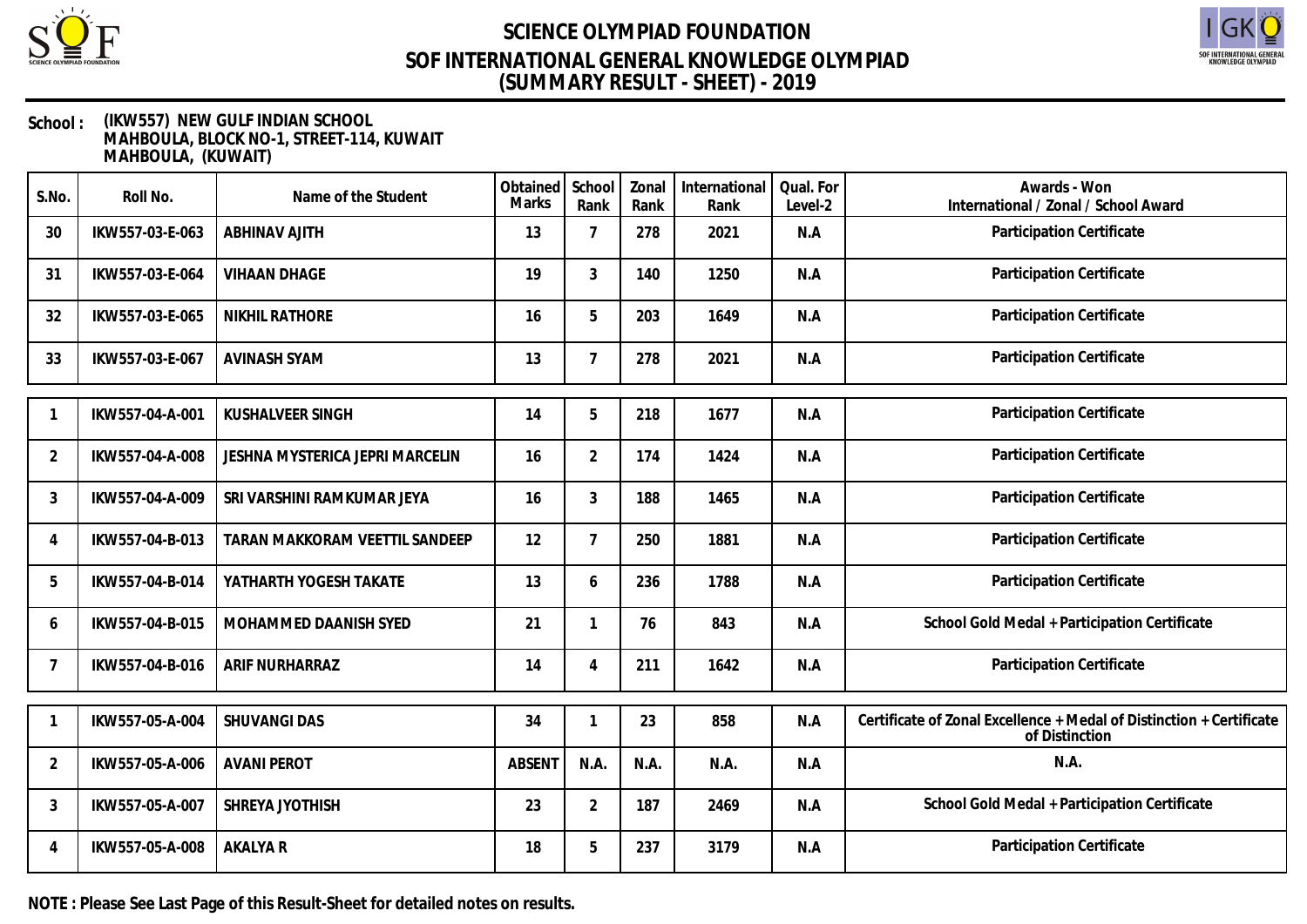# SCIENCE OLYMPIAD FOUNDATION
## SOF INTERNATIONAL GENERAL KNOWLEDGE OLYMPIAD
## (SUMMARY RESULT - SHEET) - 2019

**School :** (IKW557) NEW GULF INDIAN SCHOOL
MAHBOULA, BLOCK NO-1, STREET-114, KUWAIT
MAHBOULA, (KUWAIT)

| S.No. | Roll No. | Name of the Student | Obtained Marks | School Rank | Zonal Rank | International Rank | Qual. For Level-2 | Awards - Won International / Zonal / School Award |
|---|---|---|---|---|---|---|---|---|
| 30 | IKW557-03-E-063 | ABHINAV AJITH | 13 | 7 | 278 | 2021 | N.A | Participation Certificate |
| 31 | IKW557-03-E-064 | VIHAAN DHAGE | 19 | 3 | 140 | 1250 | N.A | Participation Certificate |
| 32 | IKW557-03-E-065 | NIKHIL RATHORE | 16 | 5 | 203 | 1649 | N.A | Participation Certificate |
| 33 | IKW557-03-E-067 | AVINASH SYAM | 13 | 7 | 278 | 2021 | N.A | Participation Certificate |
| 1 | IKW557-04-A-001 | KUSHALVEER SINGH | 14 | 5 | 218 | 1677 | N.A | Participation Certificate |
| 2 | IKW557-04-A-008 | JESHNA MYSTERICA JEPRI MARCELIN | 16 | 2 | 174 | 1424 | N.A | Participation Certificate |
| 3 | IKW557-04-A-009 | SRI VARSHINI RAMKUMAR JEYA | 16 | 3 | 188 | 1465 | N.A | Participation Certificate |
| 4 | IKW557-04-B-013 | TARAN MAKKORAM VEETTIL SANDEEP | 12 | 7 | 250 | 1881 | N.A | Participation Certificate |
| 5 | IKW557-04-B-014 | YATHARTH YOGESH TAKATE | 13 | 6 | 236 | 1788 | N.A | Participation Certificate |
| 6 | IKW557-04-B-015 | MOHAMMED DAANISH SYED | 21 | 1 | 76 | 843 | N.A | School Gold Medal + Participation Certificate |
| 7 | IKW557-04-B-016 | ARIF NURHARRAZ | 14 | 4 | 211 | 1642 | N.A | Participation Certificate |
| 1 | IKW557-05-A-004 | SHUVANGI DAS | 34 | 1 | 23 | 858 | N.A | Certificate of Zonal Excellence + Medal of Distinction + Certificate of Distinction |
| 2 | IKW557-05-A-006 | AVANI PEROT | ABSENT | N.A. | N.A. | N.A. | N.A | N.A. |
| 3 | IKW557-05-A-007 | SHREYA JYOTHISH | 23 | 2 | 187 | 2469 | N.A | School Gold Medal + Participation Certificate |
| 4 | IKW557-05-A-008 | AKALYA R | 18 | 5 | 237 | 3179 | N.A | Participation Certificate |

**NOTE : Please See Last Page of this Result-Sheet for detailed notes on results.**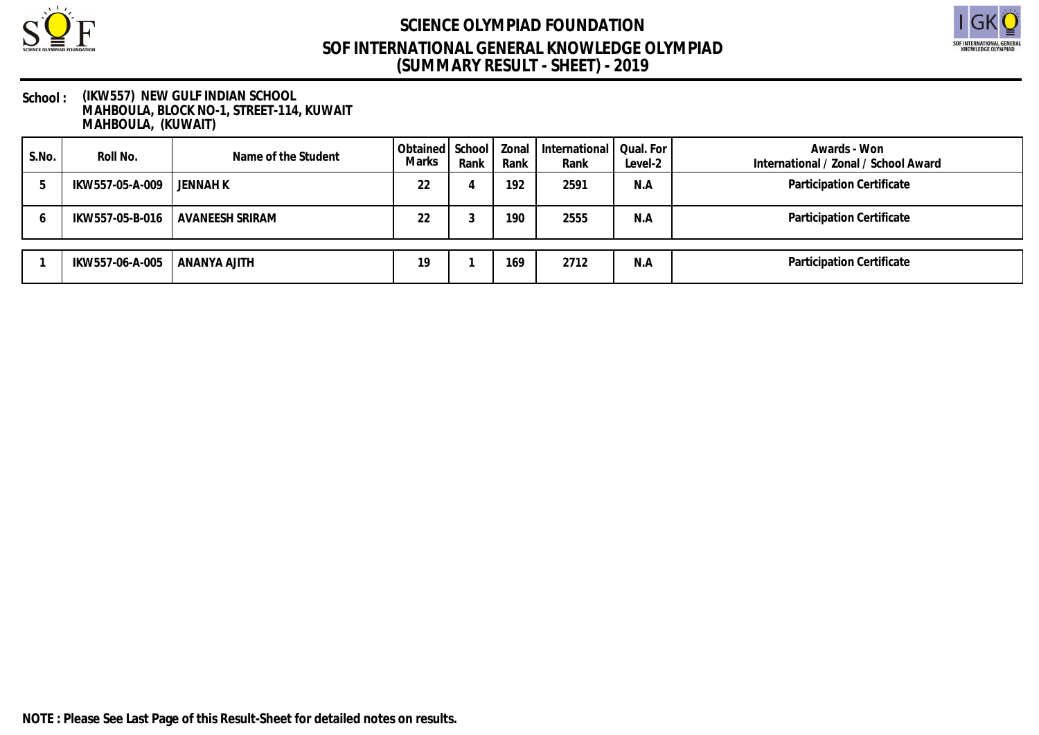# SCIENCE OLYMPIAD FOUNDATION

## SOF INTERNATIONAL GENERAL KNOWLEDGE OLYMPIAD

## (SUMMARY RESULT - SHEET) - 2019

**School :** (IKW557) NEW GULF INDIAN SCHOOL
MAHBOULA, BLOCK NO-1, STREET-114, KUWAIT
MAHBOULA, (KUWAIT)

| S.No. | Roll No. | Name of the Student | Obtained Marks | School Rank | Zonal Rank | International Rank | Qual. For Level-2 | Awards - Won International / Zonal / School Award |
|---|---|---|---|---|---|---|---|---|
| 5 | IKW557-05-A-009 | JENNAH K | 22 | 4 | 192 | 2591 | N.A | Participation Certificate |
| 6 | IKW557-05-B-016 | AVANEESH SRIRAM | 22 | 3 | 190 | 2555 | N.A | Participation Certificate |

| S.No. | Roll No. | Name of the Student | Obtained Marks | School Rank | Zonal Rank | International Rank | Qual. For Level-2 | Awards - Won International / Zonal / School Award |
|---|---|---|---|---|---|---|---|---|
| 1 | IKW557-06-A-005 | ANANYA AJITH | 19 | 1 | 169 | 2712 | N.A | Participation Certificate |

**NOTE : Please See Last Page of this Result-Sheet for detailed notes on results.**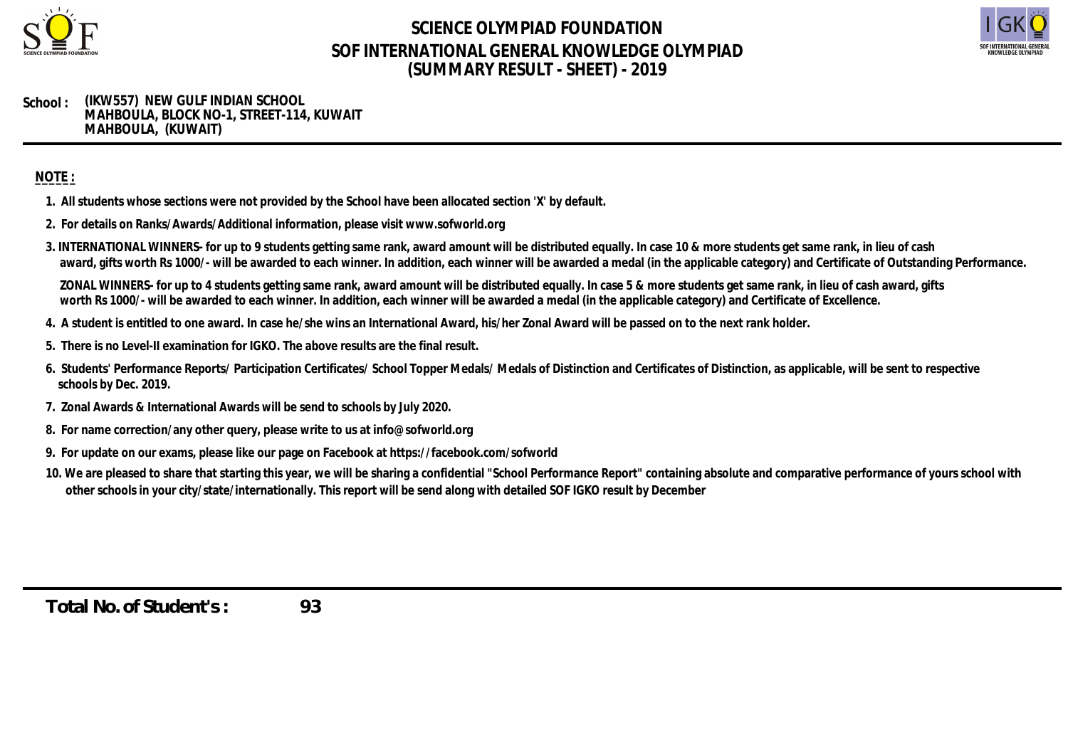# SCIENCE OLYMPIAD FOUNDATION
## SOF INTERNATIONAL GENERAL KNOWLEDGE OLYMPIAD
## (SUMMARY RESULT - SHEET) - 2019

**School :** **(IKW557) NEW GULF INDIAN SCHOOL**
**MAHBOULA, BLOCK NO-1, STREET-114, KUWAIT**
**MAHBOULA, (KUWAIT)**

**NOTE :**

1. All students whose sections were not provided by the School have been allocated section 'X' by default.
2. For details on Ranks/Awards/Additional information, please visit www.sofworld.org
3. INTERNATIONAL WINNERS- for up to 9 students getting same rank, award amount will be distributed equally. In case 10 & more students get same rank, in lieu of cash award, gifts worth Rs 1000/- will be awarded to each winner. In addition, each winner will be awarded a medal (in the applicable category) and Certificate of Outstanding Performance.

   ZONAL WINNERS- for up to 4 students getting same rank, award amount will be distributed equally. In case 5 & more students get same rank, in lieu of cash award, gifts worth Rs 1000/- will be awarded to each winner. In addition, each winner will be awarded a medal (in the applicable category) and Certificate of Excellence.
4. A student is entitled to one award. In case he/she wins an International Award, his/her Zonal Award will be passed on to the next rank holder.
5. There is no Level-II examination for IGKO. The above results are the final result.
6. Students' Performance Reports/ Participation Certificates/ School Topper Medals/ Medals of Distinction and Certificates of Distinction, as applicable, will be sent to respective schools by Dec. 2019.
7. Zonal Awards & International Awards will be send to schools by July 2020.
8. For name correction/any other query, please write to us at info@sofworld.org
9. For update on our exams, please like our page on Facebook at https://facebook.com/sofworld
10. We are pleased to share that starting this year, we will be sharing a confidential "School Performance Report" containing absolute and comparative performance of yours school with other schools in your city/state/internationally. This report will be send along with detailed SOF IGKO result by December

**Total No. of Student's : 93**